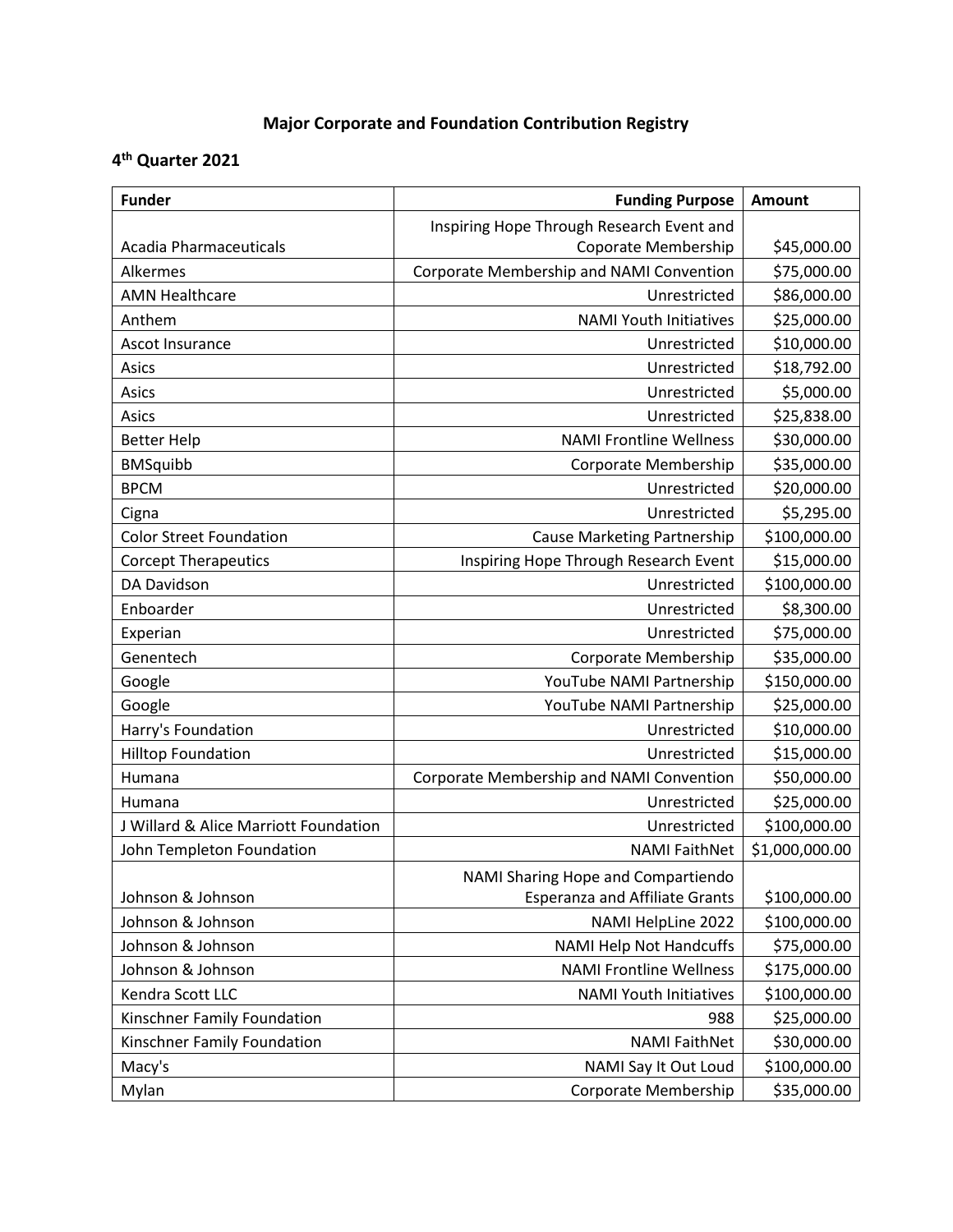# Major Corporate and Foundation Contribution Registry

## 4th Quarter 2021

| Funder | Funding Purpose | Amount |
|---|---|---|
| Acadia Pharmaceuticals | Inspiring Hope Through Research Event and Coporate Membership | $45,000.00 |
| Alkermes | Corporate Membership and NAMI Convention | $75,000.00 |
| AMN Healthcare | Unrestricted | $86,000.00 |
| Anthem | NAMI Youth Initiatives | $25,000.00 |
| Ascot Insurance | Unrestricted | $10,000.00 |
| Asics | Unrestricted | $18,792.00 |
| Asics | Unrestricted | $5,000.00 |
| Asics | Unrestricted | $25,838.00 |
| Better Help | NAMI Frontline Wellness | $30,000.00 |
| BMSquibb | Corporate Membership | $35,000.00 |
| BPCM | Unrestricted | $20,000.00 |
| Cigna | Unrestricted | $5,295.00 |
| Color Street Foundation | Cause Marketing Partnership | $100,000.00 |
| Corcept Therapeutics | Inspiring Hope Through Research Event | $15,000.00 |
| DA Davidson | Unrestricted | $100,000.00 |
| Enboarder | Unrestricted | $8,300.00 |
| Experian | Unrestricted | $75,000.00 |
| Genentech | Corporate Membership | $35,000.00 |
| Google | YouTube NAMI Partnership | $150,000.00 |
| Google | YouTube NAMI Partnership | $25,000.00 |
| Harry's Foundation | Unrestricted | $10,000.00 |
| Hilltop Foundation | Unrestricted | $15,000.00 |
| Humana | Corporate Membership and NAMI Convention | $50,000.00 |
| Humana | Unrestricted | $25,000.00 |
| J Willard & Alice Marriott Foundation | Unrestricted | $100,000.00 |
| John Templeton Foundation | NAMI FaithNet | $1,000,000.00 |
| Johnson & Johnson | NAMI Sharing Hope and Compartiendo Esperanza and Affiliate Grants | $100,000.00 |
| Johnson & Johnson | NAMI HelpLine 2022 | $100,000.00 |
| Johnson & Johnson | NAMI Help Not Handcuffs | $75,000.00 |
| Johnson & Johnson | NAMI Frontline Wellness | $175,000.00 |
| Kendra Scott LLC | NAMI Youth Initiatives | $100,000.00 |
| Kinschner Family Foundation | 988 | $25,000.00 |
| Kinschner Family Foundation | NAMI FaithNet | $30,000.00 |
| Macy's | NAMI Say It Out Loud | $100,000.00 |
| Mylan | Corporate Membership | $35,000.00 |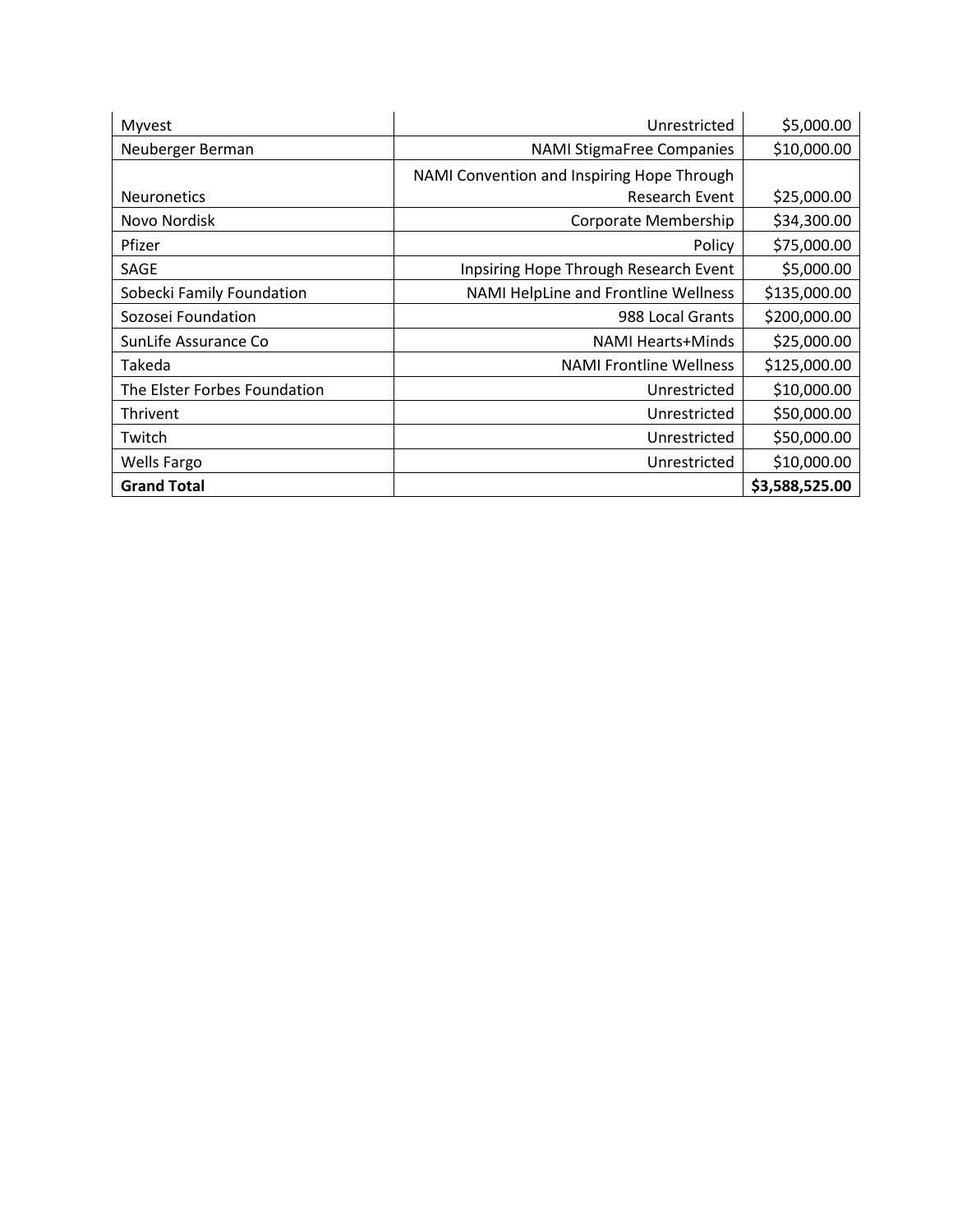| | | |
|---|---|---|
| Myvest | Unrestricted | $5,000.00 |
| Neuberger Berman | NAMI StigmaFree Companies | $10,000.00 |
| Neuronetics | NAMI Convention and Inspiring Hope Through Research Event | $25,000.00 |
| Novo Nordisk | Corporate Membership | $34,300.00 |
| Pfizer | Policy | $75,000.00 |
| SAGE | Inpsiring Hope Through Research Event | $5,000.00 |
| Sobecki Family Foundation | NAMI HelpLine and Frontline Wellness | $135,000.00 |
| Sozosei Foundation | 988 Local Grants | $200,000.00 |
| SunLife Assurance Co | NAMI Hearts+Minds | $25,000.00 |
| Takeda | NAMI Frontline Wellness | $125,000.00 |
| The Elster Forbes Foundation | Unrestricted | $10,000.00 |
| Thrivent | Unrestricted | $50,000.00 |
| Twitch | Unrestricted | $50,000.00 |
| Wells Fargo | Unrestricted | $10,000.00 |
| **Grand Total** | | **$3,588,525.00** |